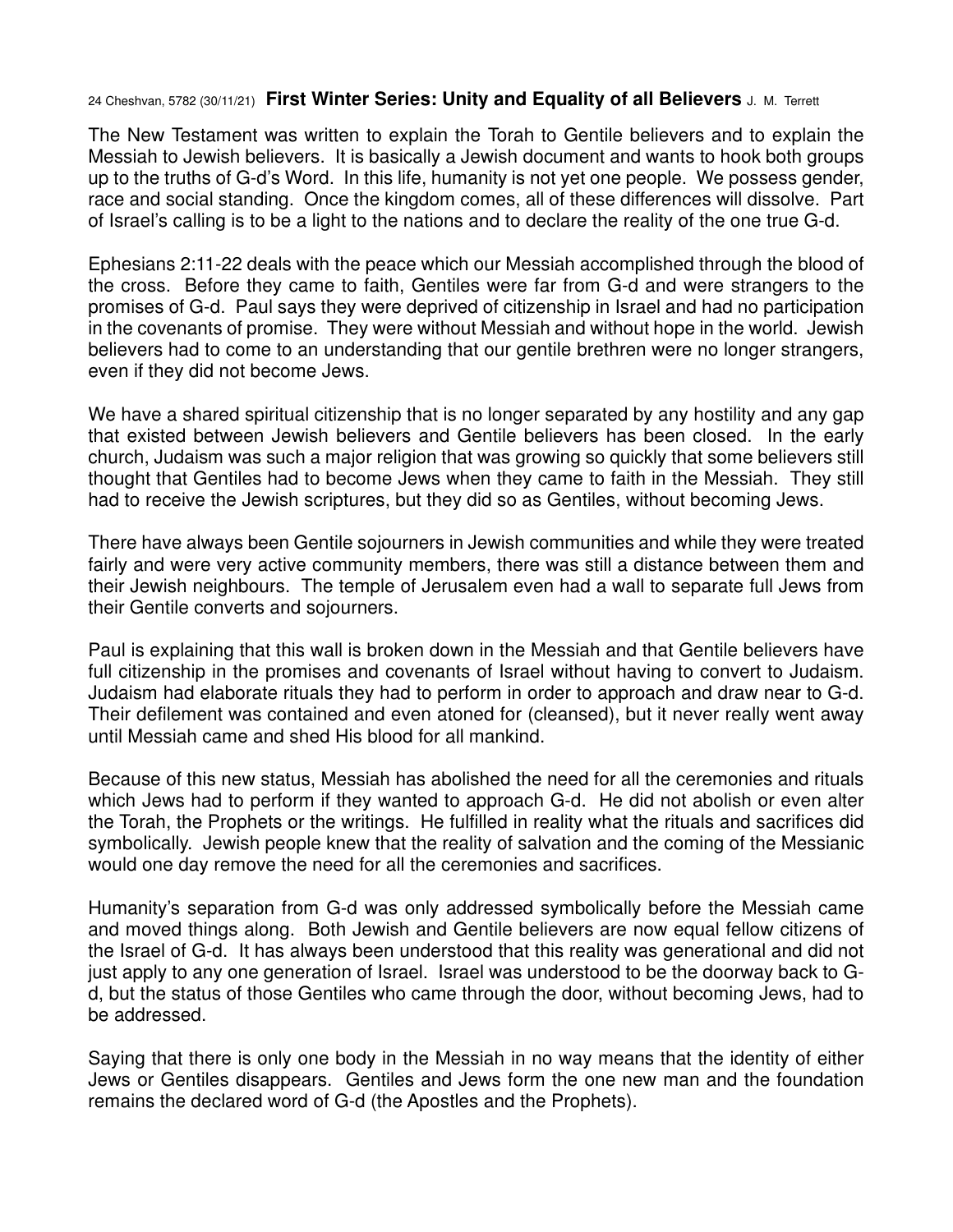24 Cheshvan, 5782 (30/11/21) **First Winter Series: Unity and Equality of all Believers** J. M. Terrett

The New Testament was written to explain the Torah to Gentile believers and to explain the Messiah to Jewish believers. It is basically a Jewish document and wants to hook both groups up to the truths of G-d's Word. In this life, humanity is not yet one people. We possess gender, race and social standing. Once the kingdom comes, all of these differences will dissolve. Part of Israel's calling is to be a light to the nations and to declare the reality of the one true G-d.

Ephesians 2:11-22 deals with the peace which our Messiah accomplished through the blood of the cross. Before they came to faith, Gentiles were far from G-d and were strangers to the promises of G-d. Paul says they were deprived of citizenship in Israel and had no participation in the covenants of promise. They were without Messiah and without hope in the world. Jewish believers had to come to an understanding that our gentile brethren were no longer strangers, even if they did not become Jews.

We have a shared spiritual citizenship that is no longer separated by any hostility and any gap that existed between Jewish believers and Gentile believers has been closed. In the early church, Judaism was such a major religion that was growing so quickly that some believers still thought that Gentiles had to become Jews when they came to faith in the Messiah. They still had to receive the Jewish scriptures, but they did so as Gentiles, without becoming Jews.

There have always been Gentile sojourners in Jewish communities and while they were treated fairly and were very active community members, there was still a distance between them and their Jewish neighbours. The temple of Jerusalem even had a wall to separate full Jews from their Gentile converts and sojourners.

Paul is explaining that this wall is broken down in the Messiah and that Gentile believers have full citizenship in the promises and covenants of Israel without having to convert to Judaism. Judaism had elaborate rituals they had to perform in order to approach and draw near to G-d. Their defilement was contained and even atoned for (cleansed), but it never really went away until Messiah came and shed His blood for all mankind.

Because of this new status, Messiah has abolished the need for all the ceremonies and rituals which Jews had to perform if they wanted to approach G-d. He did not abolish or even alter the Torah, the Prophets or the writings. He fulfilled in reality what the rituals and sacrifices did symbolically. Jewish people knew that the reality of salvation and the coming of the Messianic would one day remove the need for all the ceremonies and sacrifices.

Humanity's separation from G-d was only addressed symbolically before the Messiah came and moved things along. Both Jewish and Gentile believers are now equal fellow citizens of the Israel of G-d. It has always been understood that this reality was generational and did not just apply to any one generation of Israel. Israel was understood to be the doorway back to G-d, but the status of those Gentiles who came through the door, without becoming Jews, had to be addressed.

Saying that there is only one body in the Messiah in no way means that the identity of either Jews or Gentiles disappears. Gentiles and Jews form the one new man and the foundation remains the declared word of G-d (the Apostles and the Prophets).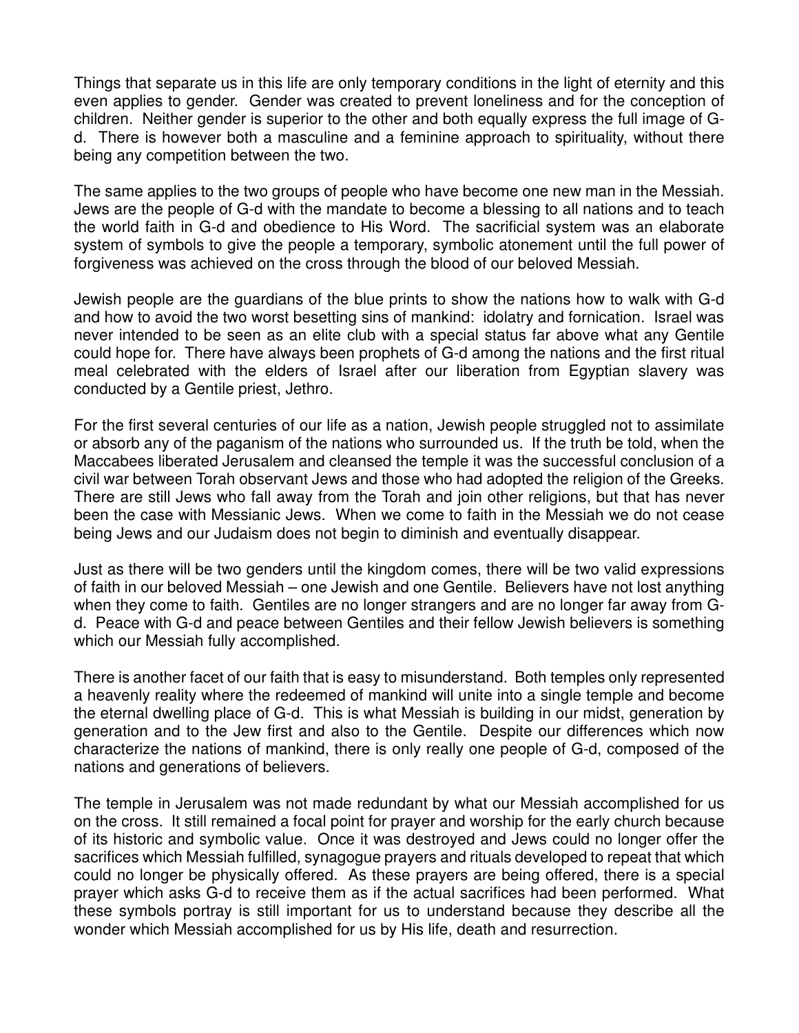Things that separate us in this life are only temporary conditions in the light of eternity and this even applies to gender. Gender was created to prevent loneliness and for the conception of children. Neither gender is superior to the other and both equally express the full image of G-d. There is however both a masculine and a feminine approach to spirituality, without there being any competition between the two.

The same applies to the two groups of people who have become one new man in the Messiah. Jews are the people of G-d with the mandate to become a blessing to all nations and to teach the world faith in G-d and obedience to His Word. The sacrificial system was an elaborate system of symbols to give the people a temporary, symbolic atonement until the full power of forgiveness was achieved on the cross through the blood of our beloved Messiah.

Jewish people are the guardians of the blue prints to show the nations how to walk with G-d and how to avoid the two worst besetting sins of mankind: idolatry and fornication. Israel was never intended to be seen as an elite club with a special status far above what any Gentile could hope for. There have always been prophets of G-d among the nations and the first ritual meal celebrated with the elders of Israel after our liberation from Egyptian slavery was conducted by a Gentile priest, Jethro.

For the first several centuries of our life as a nation, Jewish people struggled not to assimilate or absorb any of the paganism of the nations who surrounded us. If the truth be told, when the Maccabees liberated Jerusalem and cleansed the temple it was the successful conclusion of a civil war between Torah observant Jews and those who had adopted the religion of the Greeks. There are still Jews who fall away from the Torah and join other religions, but that has never been the case with Messianic Jews. When we come to faith in the Messiah we do not cease being Jews and our Judaism does not begin to diminish and eventually disappear.

Just as there will be two genders until the kingdom comes, there will be two valid expressions of faith in our beloved Messiah – one Jewish and one Gentile. Believers have not lost anything when they come to faith. Gentiles are no longer strangers and are no longer far away from G-d. Peace with G-d and peace between Gentiles and their fellow Jewish believers is something which our Messiah fully accomplished.

There is another facet of our faith that is easy to misunderstand. Both temples only represented a heavenly reality where the redeemed of mankind will unite into a single temple and become the eternal dwelling place of G-d. This is what Messiah is building in our midst, generation by generation and to the Jew first and also to the Gentile. Despite our differences which now characterize the nations of mankind, there is only really one people of G-d, composed of the nations and generations of believers.

The temple in Jerusalem was not made redundant by what our Messiah accomplished for us on the cross. It still remained a focal point for prayer and worship for the early church because of its historic and symbolic value. Once it was destroyed and Jews could no longer offer the sacrifices which Messiah fulfilled, synagogue prayers and rituals developed to repeat that which could no longer be physically offered. As these prayers are being offered, there is a special prayer which asks G-d to receive them as if the actual sacrifices had been performed. What these symbols portray is still important for us to understand because they describe all the wonder which Messiah accomplished for us by His life, death and resurrection.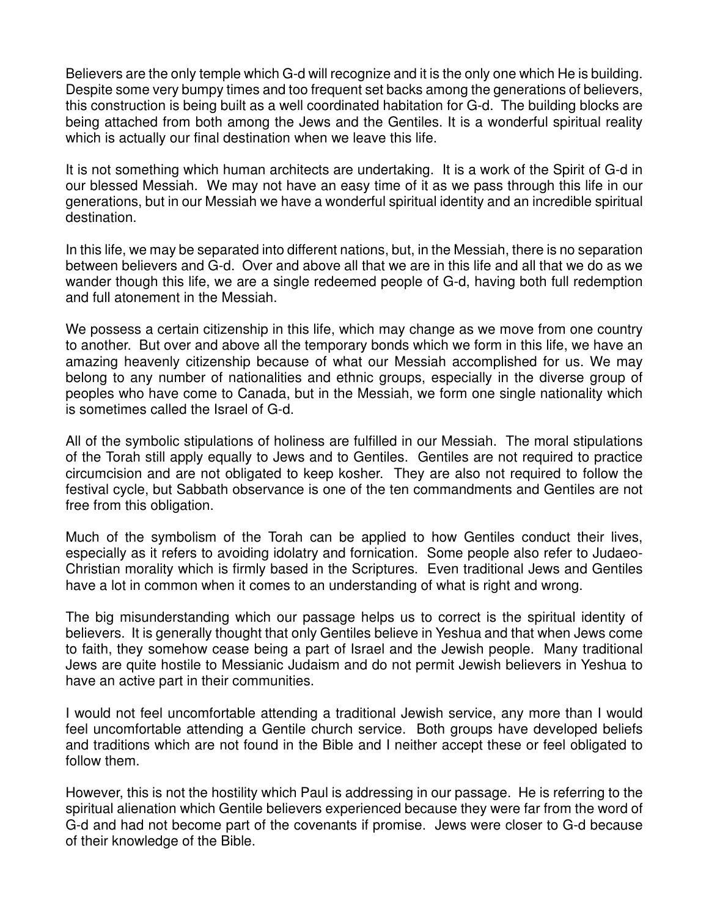Believers are the only temple which G-d will recognize and it is the only one which He is building. Despite some very bumpy times and too frequent set backs among the generations of believers, this construction is being built as a well coordinated habitation for G-d. The building blocks are being attached from both among the Jews and the Gentiles. It is a wonderful spiritual reality which is actually our final destination when we leave this life.

It is not something which human architects are undertaking. It is a work of the Spirit of G-d in our blessed Messiah. We may not have an easy time of it as we pass through this life in our generations, but in our Messiah we have a wonderful spiritual identity and an incredible spiritual destination.

In this life, we may be separated into different nations, but, in the Messiah, there is no separation between believers and G-d. Over and above all that we are in this life and all that we do as we wander though this life, we are a single redeemed people of G-d, having both full redemption and full atonement in the Messiah.

We possess a certain citizenship in this life, which may change as we move from one country to another. But over and above all the temporary bonds which we form in this life, we have an amazing heavenly citizenship because of what our Messiah accomplished for us. We may belong to any number of nationalities and ethnic groups, especially in the diverse group of peoples who have come to Canada, but in the Messiah, we form one single nationality which is sometimes called the Israel of G-d.

All of the symbolic stipulations of holiness are fulfilled in our Messiah. The moral stipulations of the Torah still apply equally to Jews and to Gentiles. Gentiles are not required to practice circumcision and are not obligated to keep kosher. They are also not required to follow the festival cycle, but Sabbath observance is one of the ten commandments and Gentiles are not free from this obligation.

Much of the symbolism of the Torah can be applied to how Gentiles conduct their lives, especially as it refers to avoiding idolatry and fornication. Some people also refer to Judaeo-Christian morality which is firmly based in the Scriptures. Even traditional Jews and Gentiles have a lot in common when it comes to an understanding of what is right and wrong.

The big misunderstanding which our passage helps us to correct is the spiritual identity of believers. It is generally thought that only Gentiles believe in Yeshua and that when Jews come to faith, they somehow cease being a part of Israel and the Jewish people. Many traditional Jews are quite hostile to Messianic Judaism and do not permit Jewish believers in Yeshua to have an active part in their communities.

I would not feel uncomfortable attending a traditional Jewish service, any more than I would feel uncomfortable attending a Gentile church service. Both groups have developed beliefs and traditions which are not found in the Bible and I neither accept these or feel obligated to follow them.

However, this is not the hostility which Paul is addressing in our passage. He is referring to the spiritual alienation which Gentile believers experienced because they were far from the word of G-d and had not become part of the covenants if promise. Jews were closer to G-d because of their knowledge of the Bible.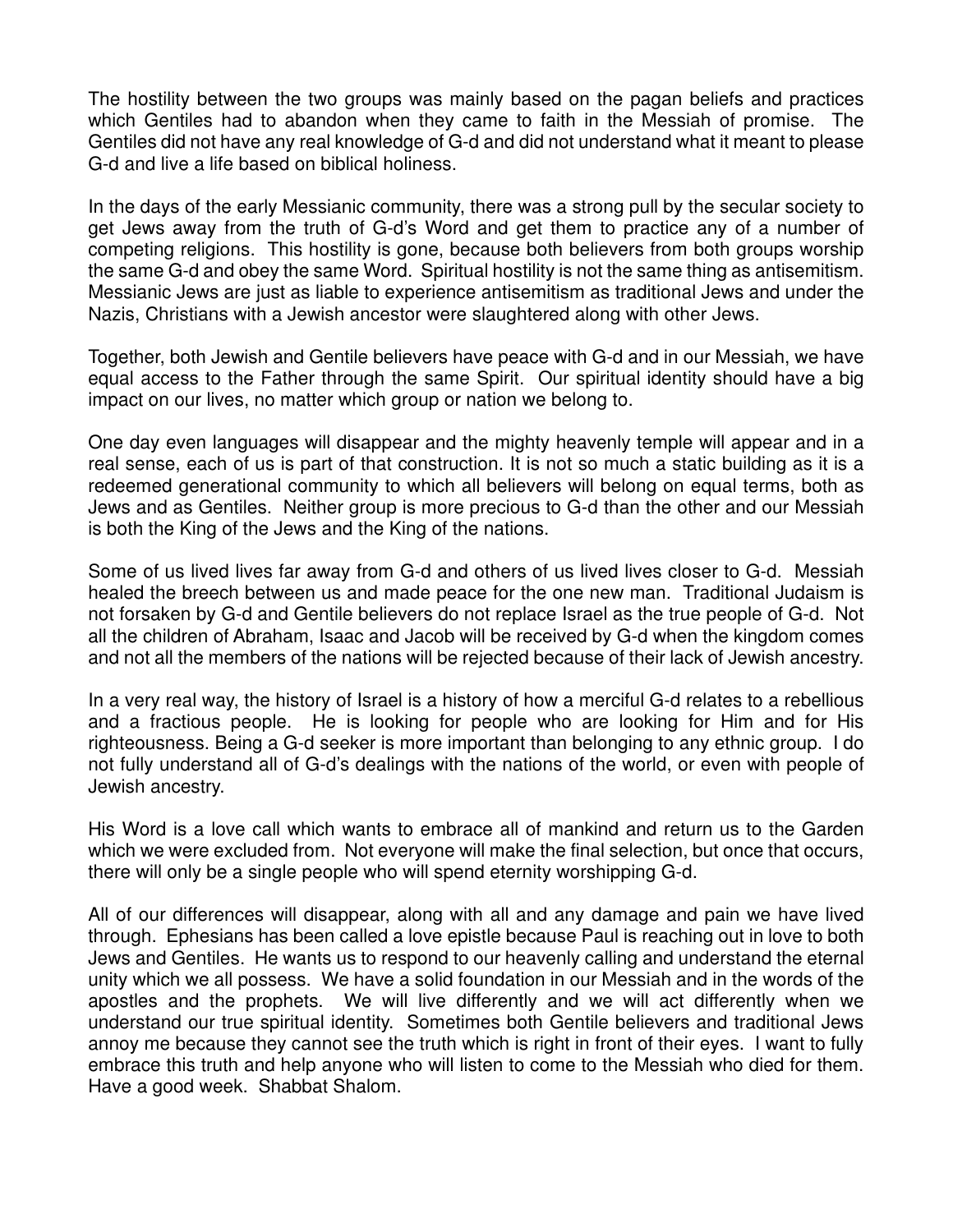The hostility between the two groups was mainly based on the pagan beliefs and practices which Gentiles had to abandon when they came to faith in the Messiah of promise. The Gentiles did not have any real knowledge of G-d and did not understand what it meant to please G-d and live a life based on biblical holiness.

In the days of the early Messianic community, there was a strong pull by the secular society to get Jews away from the truth of G-d's Word and get them to practice any of a number of competing religions. This hostility is gone, because both believers from both groups worship the same G-d and obey the same Word. Spiritual hostility is not the same thing as antisemitism. Messianic Jews are just as liable to experience antisemitism as traditional Jews and under the Nazis, Christians with a Jewish ancestor were slaughtered along with other Jews.

Together, both Jewish and Gentile believers have peace with G-d and in our Messiah, we have equal access to the Father through the same Spirit. Our spiritual identity should have a big impact on our lives, no matter which group or nation we belong to.

One day even languages will disappear and the mighty heavenly temple will appear and in a real sense, each of us is part of that construction. It is not so much a static building as it is a redeemed generational community to which all believers will belong on equal terms, both as Jews and as Gentiles. Neither group is more precious to G-d than the other and our Messiah is both the King of the Jews and the King of the nations.

Some of us lived lives far away from G-d and others of us lived lives closer to G-d. Messiah healed the breech between us and made peace for the one new man. Traditional Judaism is not forsaken by G-d and Gentile believers do not replace Israel as the true people of G-d. Not all the children of Abraham, Isaac and Jacob will be received by G-d when the kingdom comes and not all the members of the nations will be rejected because of their lack of Jewish ancestry.

In a very real way, the history of Israel is a history of how a merciful G-d relates to a rebellious and a fractious people. He is looking for people who are looking for Him and for His righteousness. Being a G-d seeker is more important than belonging to any ethnic group. I do not fully understand all of G-d's dealings with the nations of the world, or even with people of Jewish ancestry.

His Word is a love call which wants to embrace all of mankind and return us to the Garden which we were excluded from. Not everyone will make the final selection, but once that occurs, there will only be a single people who will spend eternity worshipping G-d.

All of our differences will disappear, along with all and any damage and pain we have lived through. Ephesians has been called a love epistle because Paul is reaching out in love to both Jews and Gentiles. He wants us to respond to our heavenly calling and understand the eternal unity which we all possess. We have a solid foundation in our Messiah and in the words of the apostles and the prophets. We will live differently and we will act differently when we understand our true spiritual identity. Sometimes both Gentile believers and traditional Jews annoy me because they cannot see the truth which is right in front of their eyes. I want to fully embrace this truth and help anyone who will listen to come to the Messiah who died for them. Have a good week. Shabbat Shalom.